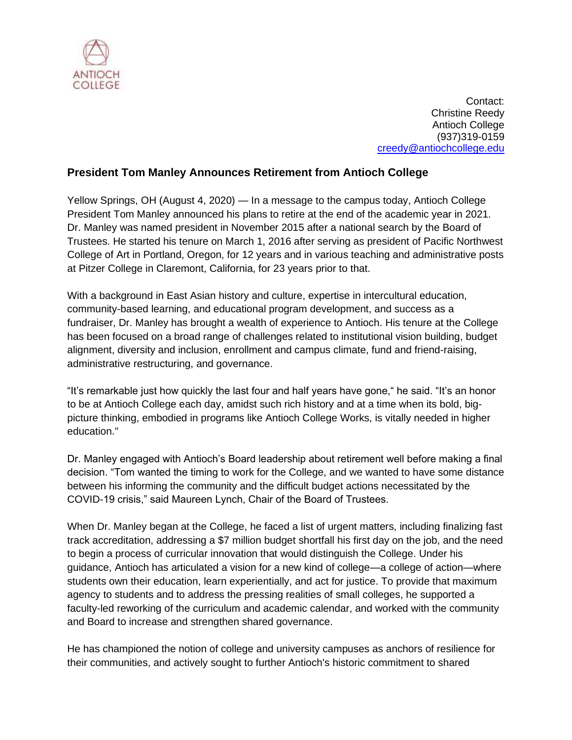ANTIOCH COLLEGE

Contact:
Christine Reedy
Antioch College
(937)319-0159
creedy@antiochcollege.edu

## President Tom Manley Announces Retirement from Antioch College

Yellow Springs, OH (August 4, 2020) — In a message to the campus today, Antioch College President Tom Manley announced his plans to retire at the end of the academic year in 2021. Dr. Manley was named president in November 2015 after a national search by the Board of Trustees. He started his tenure on March 1, 2016 after serving as president of Pacific Northwest College of Art in Portland, Oregon, for 12 years and in various teaching and administrative posts at Pitzer College in Claremont, California, for 23 years prior to that.

With a background in East Asian history and culture, expertise in intercultural education, community-based learning, and educational program development, and success as a fundraiser, Dr. Manley has brought a wealth of experience to Antioch. His tenure at the College has been focused on a broad range of challenges related to institutional vision building, budget alignment, diversity and inclusion, enrollment and campus climate, fund and friend-raising, administrative restructuring, and governance.

"It's remarkable just how quickly the last four and half years have gone," he said. "It's an honor to be at Antioch College each day, amidst such rich history and at a time when its bold, big-picture thinking, embodied in programs like Antioch College Works, is vitally needed in higher education."

Dr. Manley engaged with Antioch's Board leadership about retirement well before making a final decision. "Tom wanted the timing to work for the College, and we wanted to have some distance between his informing the community and the difficult budget actions necessitated by the COVID-19 crisis," said Maureen Lynch, Chair of the Board of Trustees.

When Dr. Manley began at the College, he faced a list of urgent matters, including finalizing fast track accreditation, addressing a $7 million budget shortfall his first day on the job, and the need to begin a process of curricular innovation that would distinguish the College. Under his guidance, Antioch has articulated a vision for a new kind of college—a college of action—where students own their education, learn experientially, and act for justice. To provide that maximum agency to students and to address the pressing realities of small colleges, he supported a faculty-led reworking of the curriculum and academic calendar, and worked with the community and Board to increase and strengthen shared governance.

He has championed the notion of college and university campuses as anchors of resilience for their communities, and actively sought to further Antioch's historic commitment to shared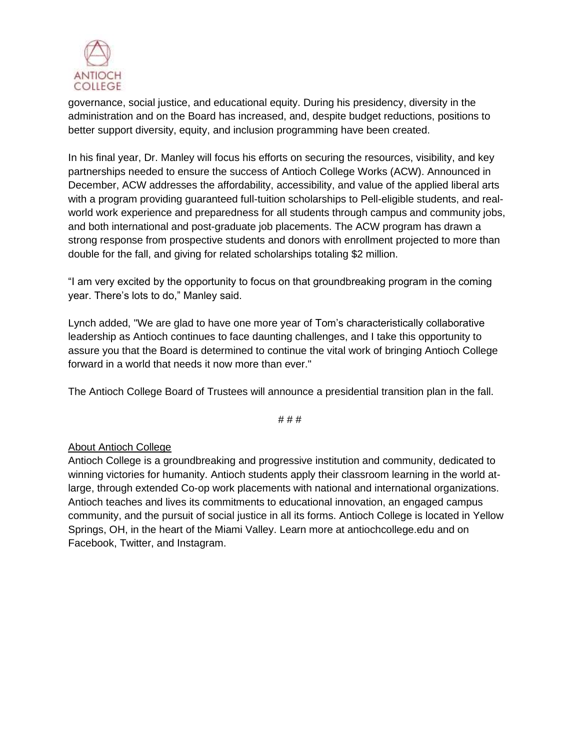governance, social justice, and educational equity. During his presidency, diversity in the administration and on the Board has increased, and, despite budget reductions, positions to better support diversity, equity, and inclusion programming have been created.

In his final year, Dr. Manley will focus his efforts on securing the resources, visibility, and key partnerships needed to ensure the success of Antioch College Works (ACW). Announced in December, ACW addresses the affordability, accessibility, and value of the applied liberal arts with a program providing guaranteed full-tuition scholarships to Pell-eligible students, and real-world work experience and preparedness for all students through campus and community jobs, and both international and post-graduate job placements. The ACW program has drawn a strong response from prospective students and donors with enrollment projected to more than double for the fall, and giving for related scholarships totaling $2 million.

"I am very excited by the opportunity to focus on that groundbreaking program in the coming year. There's lots to do," Manley said.

Lynch added, "We are glad to have one more year of Tom's characteristically collaborative leadership as Antioch continues to face daunting challenges, and I take this opportunity to assure you that the Board is determined to continue the vital work of bringing Antioch College forward in a world that needs it now more than ever."

The Antioch College Board of Trustees will announce a presidential transition plan in the fall.

# # #

About Antioch College

Antioch College is a groundbreaking and progressive institution and community, dedicated to winning victories for humanity. Antioch students apply their classroom learning in the world at-large, through extended Co-op work placements with national and international organizations. Antioch teaches and lives its commitments to educational innovation, an engaged campus community, and the pursuit of social justice in all its forms. Antioch College is located in Yellow Springs, OH, in the heart of the Miami Valley. Learn more at antiochcollege.edu and on Facebook, Twitter, and Instagram.